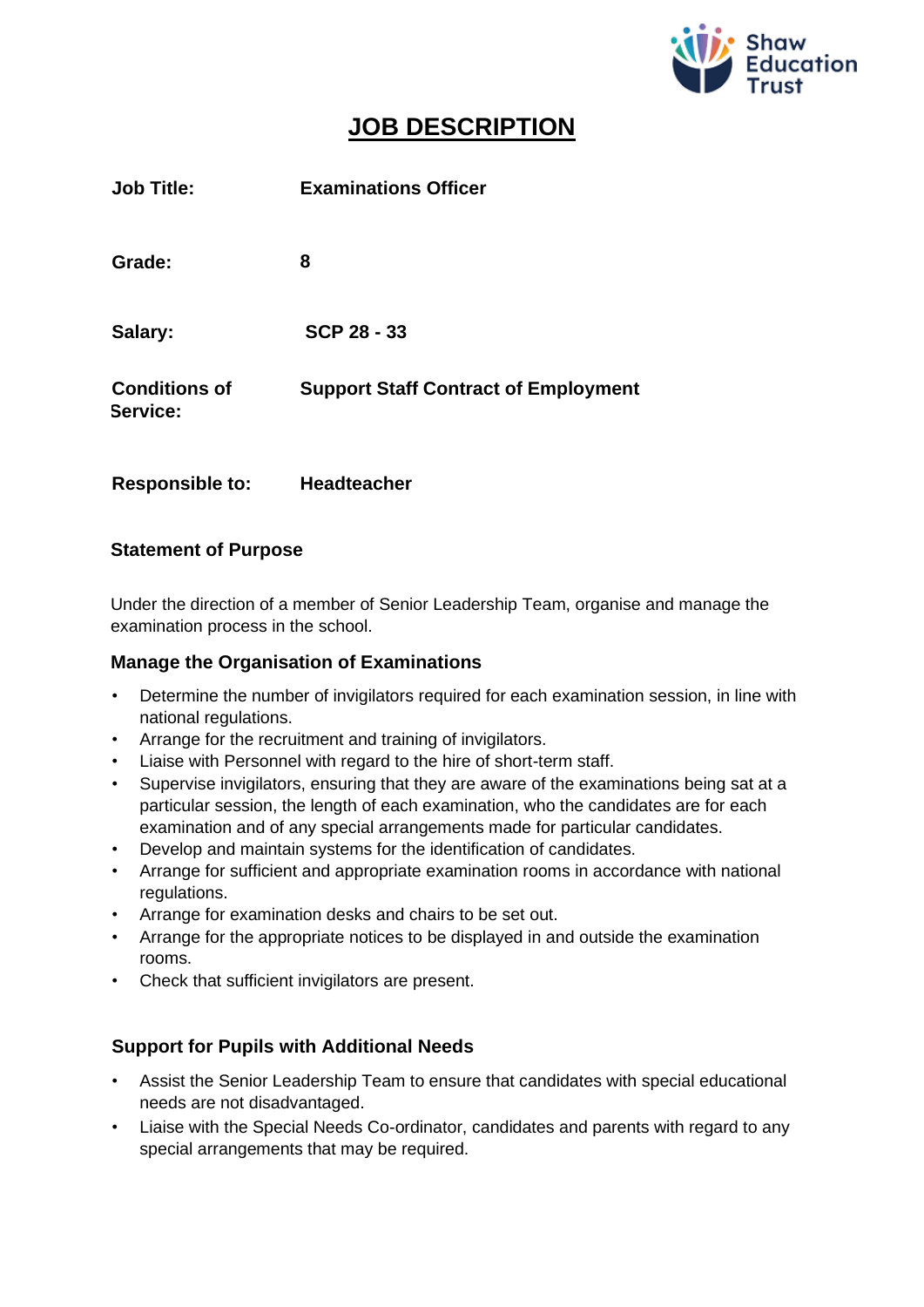Shaw Education Trust

# JOB DESCRIPTION

| | |
|---|---|
| **Job Title:** | **Examinations Officer** |
| **Grade:** | **8** |
| **Salary:** | **SCP 28 - 33** |
| **Conditions of Service:** | **Support Staff Contract of Employment** |
| **Responsible to:** | **Headteacher** |

### Statement of Purpose

Under the direction of a member of Senior Leadership Team, organise and manage the examination process in the school.

### Manage the Organisation of Examinations

- Determine the number of invigilators required for each examination session, in line with national regulations.
- Arrange for the recruitment and training of invigilators.
- Liaise with Personnel with regard to the hire of short-term staff.
- Supervise invigilators, ensuring that they are aware of the examinations being sat at a particular session, the length of each examination, who the candidates are for each examination and of any special arrangements made for particular candidates.
- Develop and maintain systems for the identification of candidates.
- Arrange for sufficient and appropriate examination rooms in accordance with national regulations.
- Arrange for examination desks and chairs to be set out.
- Arrange for the appropriate notices to be displayed in and outside the examination rooms.
- Check that sufficient invigilators are present.

### Support for Pupils with Additional Needs

- Assist the Senior Leadership Team to ensure that candidates with special educational needs are not disadvantaged.
- Liaise with the Special Needs Co-ordinator, candidates and parents with regard to any special arrangements that may be required.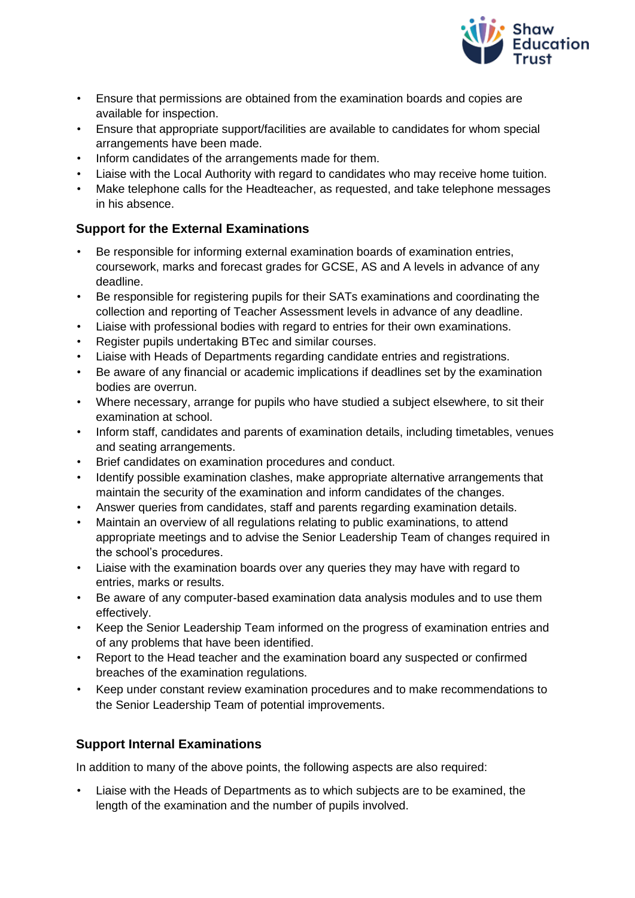- Ensure that permissions are obtained from the examination boards and copies are available for inspection.
- Ensure that appropriate support/facilities are available to candidates for whom special arrangements have been made.
- Inform candidates of the arrangements made for them.
- Liaise with the Local Authority with regard to candidates who may receive home tuition.
- Make telephone calls for the Headteacher, as requested, and take telephone messages in his absence.

### Support for the External Examinations

- Be responsible for informing external examination boards of examination entries, coursework, marks and forecast grades for GCSE, AS and A levels in advance of any deadline.
- Be responsible for registering pupils for their SATs examinations and coordinating the collection and reporting of Teacher Assessment levels in advance of any deadline.
- Liaise with professional bodies with regard to entries for their own examinations.
- Register pupils undertaking BTec and similar courses.
- Liaise with Heads of Departments regarding candidate entries and registrations.
- Be aware of any financial or academic implications if deadlines set by the examination bodies are overrun.
- Where necessary, arrange for pupils who have studied a subject elsewhere, to sit their examination at school.
- Inform staff, candidates and parents of examination details, including timetables, venues and seating arrangements.
- Brief candidates on examination procedures and conduct.
- Identify possible examination clashes, make appropriate alternative arrangements that maintain the security of the examination and inform candidates of the changes.
- Answer queries from candidates, staff and parents regarding examination details.
- Maintain an overview of all regulations relating to public examinations, to attend appropriate meetings and to advise the Senior Leadership Team of changes required in the school's procedures.
- Liaise with the examination boards over any queries they may have with regard to entries, marks or results.
- Be aware of any computer-based examination data analysis modules and to use them effectively.
- Keep the Senior Leadership Team informed on the progress of examination entries and of any problems that have been identified.
- Report to the Head teacher and the examination board any suspected or confirmed breaches of the examination regulations.
- Keep under constant review examination procedures and to make recommendations to the Senior Leadership Team of potential improvements.

### Support Internal Examinations

In addition to many of the above points, the following aspects are also required:

- Liaise with the Heads of Departments as to which subjects are to be examined, the length of the examination and the number of pupils involved.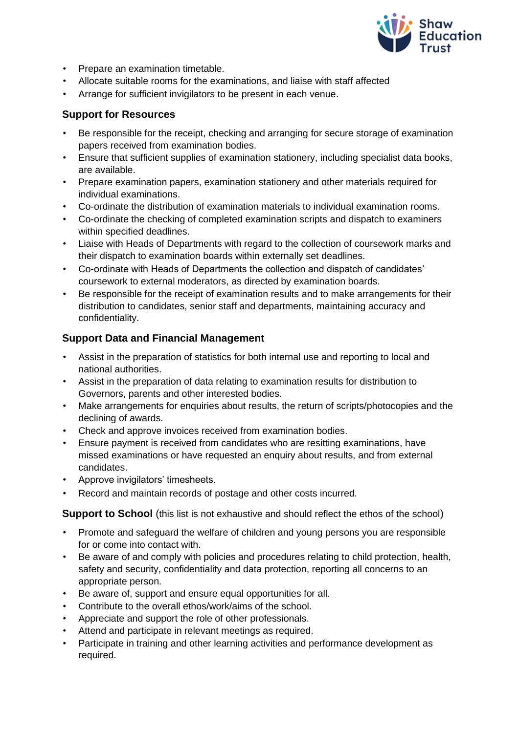- Prepare an examination timetable.
- Allocate suitable rooms for the examinations, and liaise with staff affected
- Arrange for sufficient invigilators to be present in each venue.

### Support for Resources

- Be responsible for the receipt, checking and arranging for secure storage of examination papers received from examination bodies.
- Ensure that sufficient supplies of examination stationery, including specialist data books, are available.
- Prepare examination papers, examination stationery and other materials required for individual examinations.
- Co-ordinate the distribution of examination materials to individual examination rooms.
- Co-ordinate the checking of completed examination scripts and dispatch to examiners within specified deadlines.
- Liaise with Heads of Departments with regard to the collection of coursework marks and their dispatch to examination boards within externally set deadlines.
- Co-ordinate with Heads of Departments the collection and dispatch of candidates' coursework to external moderators, as directed by examination boards.
- Be responsible for the receipt of examination results and to make arrangements for their distribution to candidates, senior staff and departments, maintaining accuracy and confidentiality.

### Support Data and Financial Management

- Assist in the preparation of statistics for both internal use and reporting to local and national authorities.
- Assist in the preparation of data relating to examination results for distribution to Governors, parents and other interested bodies.
- Make arrangements for enquiries about results, the return of scripts/photocopies and the declining of awards.
- Check and approve invoices received from examination bodies.
- Ensure payment is received from candidates who are resitting examinations, have missed examinations or have requested an enquiry about results, and from external candidates.
- Approve invigilators' timesheets.
- Record and maintain records of postage and other costs incurred.

### Support to School (this list is not exhaustive and should reflect the ethos of the school)

- Promote and safeguard the welfare of children and young persons you are responsible for or come into contact with.
- Be aware of and comply with policies and procedures relating to child protection, health, safety and security, confidentiality and data protection, reporting all concerns to an appropriate person.
- Be aware of, support and ensure equal opportunities for all.
- Contribute to the overall ethos/work/aims of the school.
- Appreciate and support the role of other professionals.
- Attend and participate in relevant meetings as required.
- Participate in training and other learning activities and performance development as required.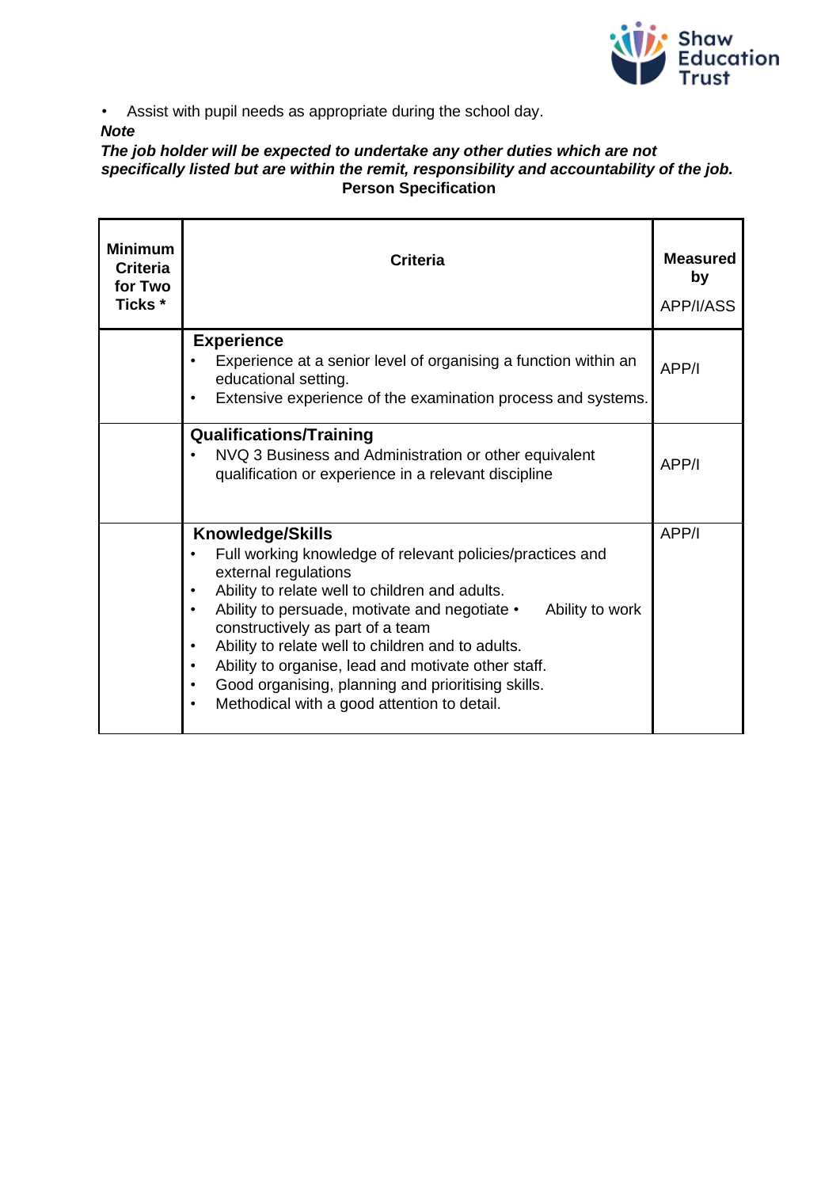- Assist with pupil needs as appropriate during the school day.

***Note***

***The job holder will be expected to undertake any other duties which are not specifically listed but are within the remit, responsibility and accountability of the job.***

**Person Specification**

| **Minimum Criteria for Two Ticks \*** | **Criteria** | **Measured by** APP/I/ASS |
|---|---|---|
| | **Experience**<br>• Experience at a senior level of organising a function within an educational setting.<br>• Extensive experience of the examination process and systems. | APP/I |
| | **Qualifications/Training**<br>• NVQ 3 Business and Administration or other equivalent qualification or experience in a relevant discipline | APP/I |
| | **Knowledge/Skills**<br>• Full working knowledge of relevant policies/practices and external regulations<br>• Ability to relate well to children and adults.<br>• Ability to persuade, motivate and negotiate • Ability to work constructively as part of a team<br>• Ability to relate well to children and to adults.<br>• Ability to organise, lead and motivate other staff.<br>• Good organising, planning and prioritising skills.<br>• Methodical with a good attention to detail. | APP/I |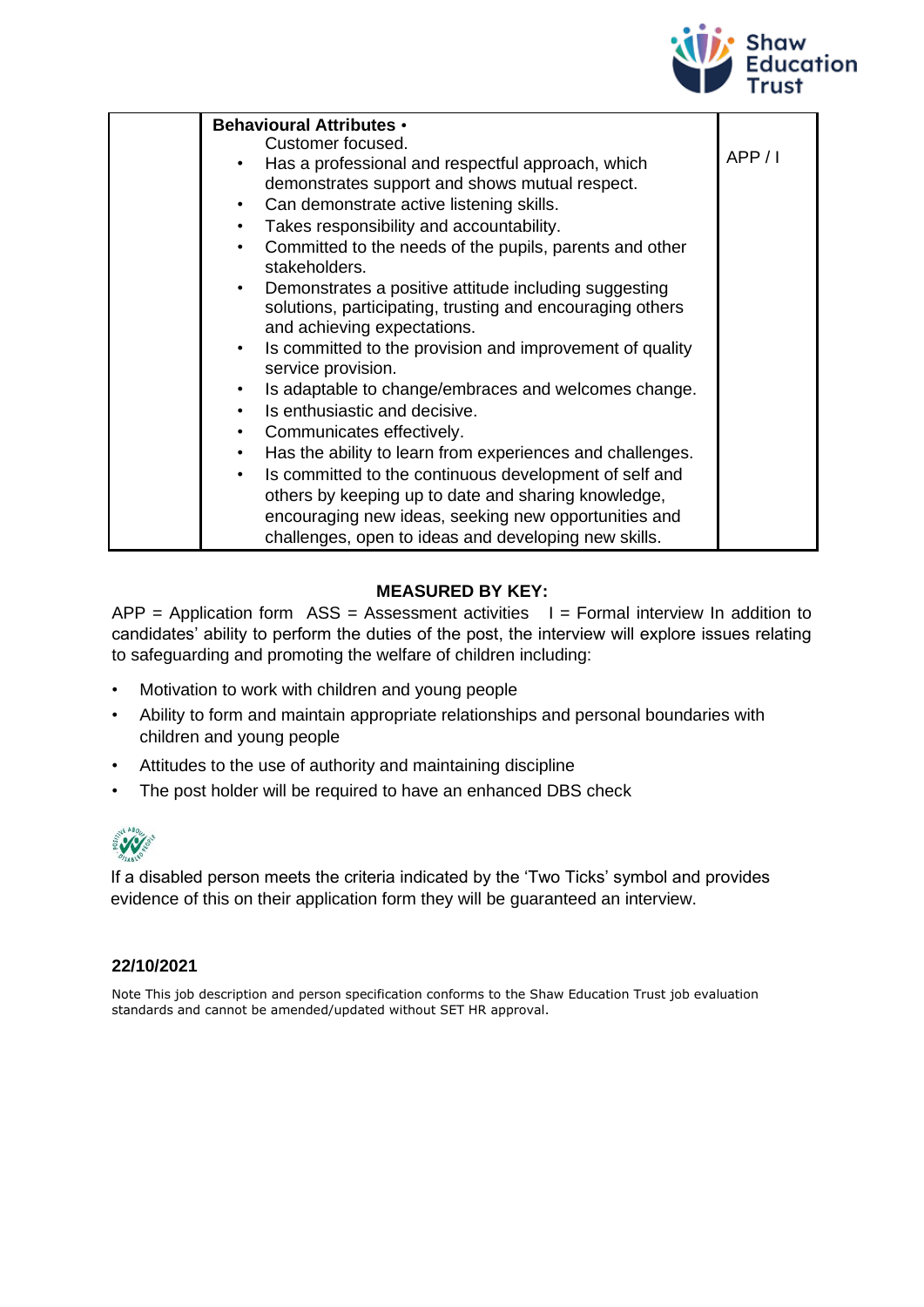| | | |
|---|---|---|
| | **Behavioural Attributes** • Customer focused.<br>• Has a professional and respectful approach, which demonstrates support and shows mutual respect.<br>• Can demonstrate active listening skills.<br>• Takes responsibility and accountability.<br>• Committed to the needs of the pupils, parents and other stakeholders.<br>• Demonstrates a positive attitude including suggesting solutions, participating, trusting and encouraging others and achieving expectations.<br>• Is committed to the provision and improvement of quality service provision.<br>• Is adaptable to change/embraces and welcomes change.<br>• Is enthusiastic and decisive.<br>• Communicates effectively.<br>• Has the ability to learn from experiences and challenges.<br>• Is committed to the continuous development of self and others by keeping up to date and sharing knowledge, encouraging new ideas, seeking new opportunities and challenges, open to ideas and developing new skills. | APP / I |

**MEASURED BY KEY:**

APP = Application form ASS = Assessment activities I = Formal interview In addition to candidates' ability to perform the duties of the post, the interview will explore issues relating to safeguarding and promoting the welfare of children including:

- Motivation to work with children and young people
- Ability to form and maintain appropriate relationships and personal boundaries with children and young people
- Attitudes to the use of authority and maintaining discipline
- The post holder will be required to have an enhanced DBS check

If a disabled person meets the criteria indicated by the 'Two Ticks' symbol and provides evidence of this on their application form they will be guaranteed an interview.

**22/10/2021**

Note This job description and person specification conforms to the Shaw Education Trust job evaluation standards and cannot be amended/updated without SET HR approval.